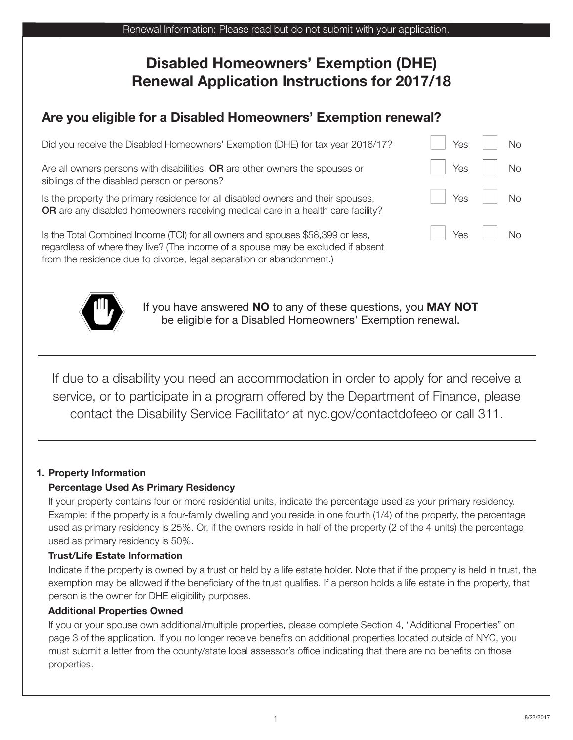Renewal Information: Please read but do not submit with your application.

# Disabled Homeowners' Exemption (DHE) Renewal Application Instructions for 2017/18

## Are you eligible for a Disabled Homeowners' Exemption renewal?

| Question | Yes | No |
|---|---|---|
| Did you receive the Disabled Homeowners' Exemption (DHE) for tax year 2016/17? | ☐ Yes | ☐ No |
| Are all owners persons with disabilities, **OR** are other owners the spouses or siblings of the disabled person or persons? | ☐ Yes | ☐ No |
| Is the property the primary residence for all disabled owners and their spouses, **OR** are any disabled homeowners receiving medical care in a health care facility? | ☐ Yes | ☐ No |
| Is the Total Combined Income (TCI) for all owners and spouses $58,399 or less, regardless of where they live? (The income of a spouse may be excluded if absent from the residence due to divorce, legal separation or abandonment.) | ☐ Yes | ☐ No |

If you have answered **NO** to any of these questions, you **MAY NOT** be eligible for a Disabled Homeowners' Exemption renewal.

---

If due to a disability you need an accommodation in order to apply for and receive a service, or to participate in a program offered by the Department of Finance, please contact the Disability Service Facilitator at nyc.gov/contactdofeeo or call 311.

---

1. **Property Information**

   **Percentage Used As Primary Residency**

   If your property contains four or more residential units, indicate the percentage used as your primary residency. Example: if the property is a four-family dwelling and you reside in one fourth (1/4) of the property, the percentage used as primary residency is 25%. Or, if the owners reside in half of the property (2 of the 4 units) the percentage used as primary residency is 50%.

   **Trust/Life Estate Information**

   Indicate if the property is owned by a trust or held by a life estate holder. Note that if the property is held in trust, the exemption may be allowed if the beneficiary of the trust qualifies. If a person holds a life estate in the property, that person is the owner for DHE eligibility purposes.

   **Additional Properties Owned**

   If you or your spouse own additional/multiple properties, please complete Section 4, "Additional Properties" on page 3 of the application. If you no longer receive benefits on additional properties located outside of NYC, you must submit a letter from the county/state local assessor's office indicating that there are no benefits on those properties.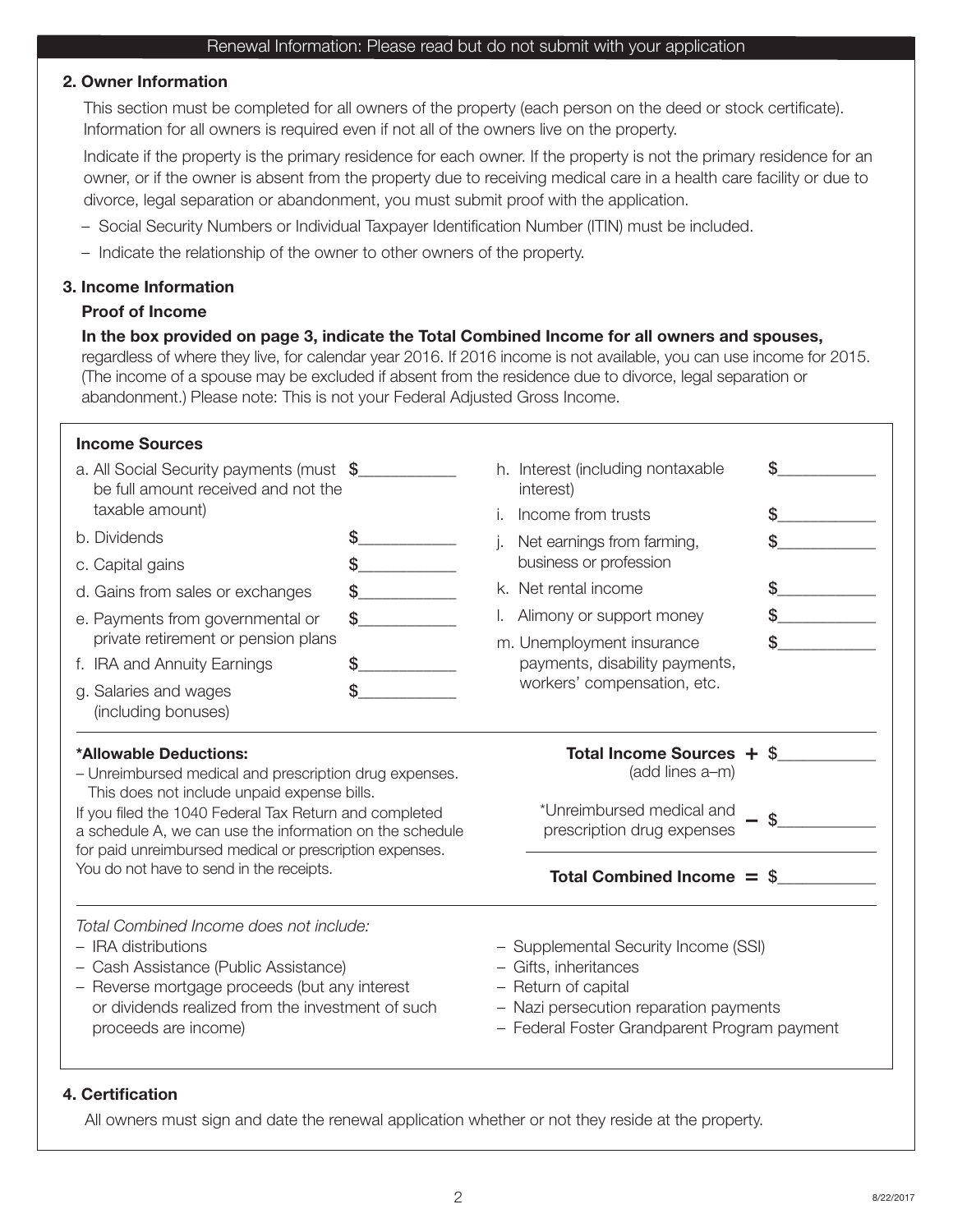Renewal Information: Please read but do not submit with your application

**2. Owner Information**

This section must be completed for all owners of the property (each person on the deed or stock certificate). Information for all owners is required even if not all of the owners live on the property.

Indicate if the property is the primary residence for each owner. If the property is not the primary residence for an owner, or if the owner is absent from the property due to receiving medical care in a health care facility or due to divorce, legal separation or abandonment, you must submit proof with the application.

– Social Security Numbers or Individual Taxpayer Identification Number (ITIN) must be included.

– Indicate the relationship of the owner to other owners of the property.

**3. Income Information**

**Proof of Income**

**In the box provided on page 3, indicate the Total Combined Income for all owners and spouses,** regardless of where they live, for calendar year 2016. If 2016 income is not available, you can use income for 2015. (The income of a spouse may be excluded if absent from the residence due to divorce, legal separation or abandonment.) Please note: This is not your Federal Adjusted Gross Income.

**Income Sources**

| | |
|---|---|
| a. All Social Security payments (must be full amount received and not the taxable amount) | $\_\_\_\_\_\_\_\_\_\_\_ |
| b. Dividends | $\_\_\_\_\_\_\_\_\_\_\_ |
| c. Capital gains | $\_\_\_\_\_\_\_\_\_\_\_ |
| d. Gains from sales or exchanges | $\_\_\_\_\_\_\_\_\_\_\_ |
| e. Payments from governmental or private retirement or pension plans | $\_\_\_\_\_\_\_\_\_\_\_ |
| f. IRA and Annuity Earnings | $\_\_\_\_\_\_\_\_\_\_\_ |
| g. Salaries and wages (including bonuses) | $\_\_\_\_\_\_\_\_\_\_\_ |
| h. Interest (including nontaxable interest) | $\_\_\_\_\_\_\_\_\_\_\_ |
| i. Income from trusts | $\_\_\_\_\_\_\_\_\_\_\_ |
| j. Net earnings from farming, business or profession | $\_\_\_\_\_\_\_\_\_\_\_ |
| k. Net rental income | $\_\_\_\_\_\_\_\_\_\_\_ |
| l. Alimony or support money | $\_\_\_\_\_\_\_\_\_\_\_ |
| m. Unemployment insurance payments, disability payments, workers' compensation, etc. | $\_\_\_\_\_\_\_\_\_\_\_ |

**\*Allowable Deductions:**

– Unreimbursed medical and prescription drug expenses. This does not include unpaid expense bills.

If you filed the 1040 Federal Tax Return and completed a schedule A, we can use the information on the schedule for paid unreimbursed medical or prescription expenses. You do not have to send in the receipts.

| | | |
|---|---|---|
| **Total Income Sources** (add lines a–m) | + | $\_\_\_\_\_\_\_\_\_\_\_ |
| \*Unreimbursed medical and prescription drug expenses | – | $\_\_\_\_\_\_\_\_\_\_\_ |
| **Total Combined Income** | = | $\_\_\_\_\_\_\_\_\_\_\_ |

*Total Combined Income does not include:*

– IRA distributions
– Cash Assistance (Public Assistance)
– Reverse mortgage proceeds (but any interest or dividends realized from the investment of such proceeds are income)
– Supplemental Security Income (SSI)
– Gifts, inheritances
– Return of capital
– Nazi persecution reparation payments
– Federal Foster Grandparent Program payment

**4. Certification**

All owners must sign and date the renewal application whether or not they reside at the property.

8/22/2017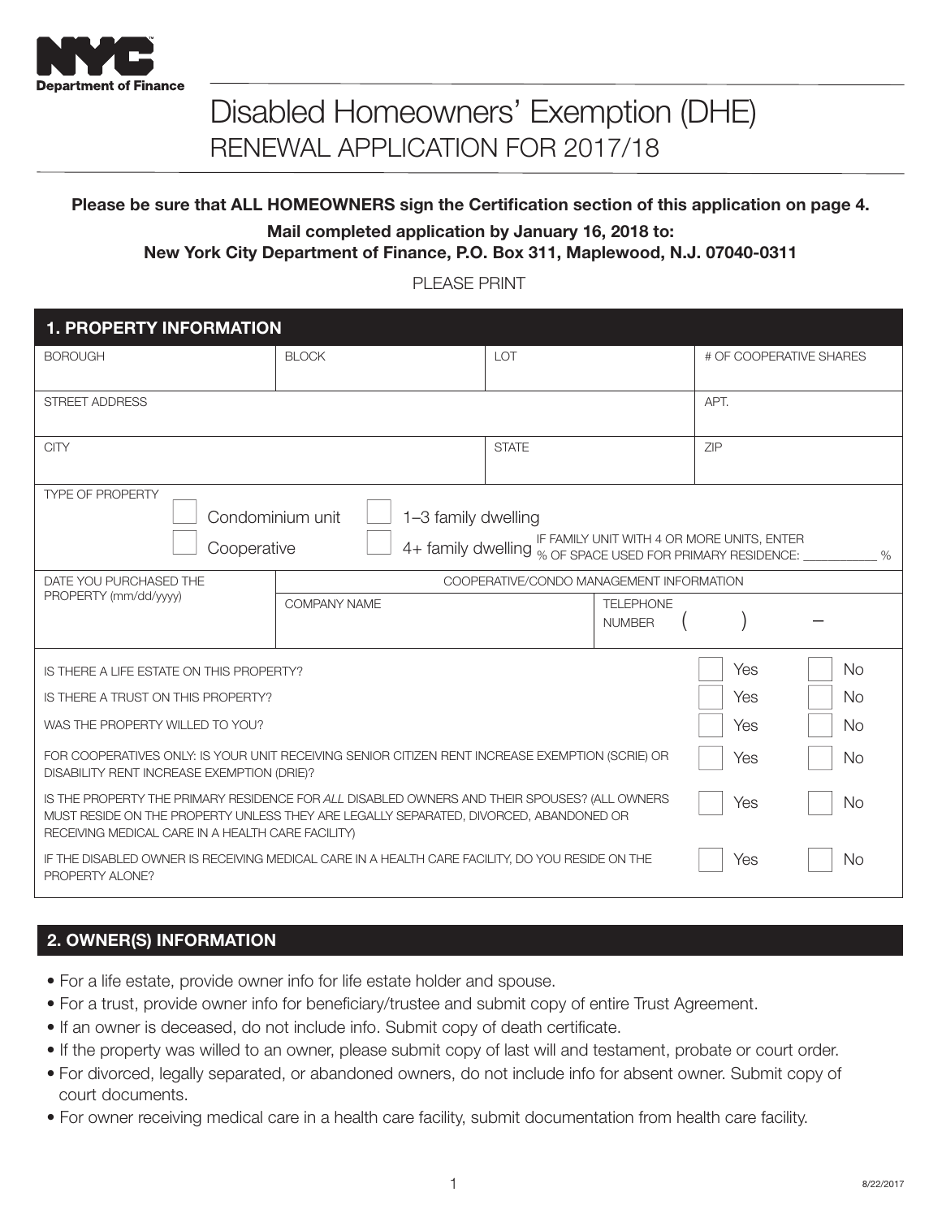NYC Department of Finance

# Disabled Homeowners' Exemption (DHE)

## RENEWAL APPLICATION FOR 2017/18

**Please be sure that ALL HOMEOWNERS sign the Certification section of this application on page 4.**

**Mail completed application by January 16, 2018 to:**
**New York City Department of Finance, P.O. Box 311, Maplewood, N.J. 07040-0311**

PLEASE PRINT

### 1. PROPERTY INFORMATION

| BOROUGH | BLOCK | LOT | # OF COOPERATIVE SHARES |
|---|---|---|---|
| | | | |

| STREET ADDRESS | APT. |
|---|---|
| | |

| CITY | STATE | ZIP |
|---|---|---|
| | | |

TYPE OF PROPERTY

- ☐ Condominium unit
- ☐ 1–3 family dwelling
- ☐ Cooperative
- ☐ 4+ family dwelling IF FAMILY UNIT WITH 4 OR MORE UNITS, ENTER % OF SPACE USED FOR PRIMARY RESIDENCE: ___________ %

| DATE YOU PURCHASED THE PROPERTY (mm/dd/yyyy) | COOPERATIVE/CONDO MANAGEMENT INFORMATION | |
|---|---|---|
| | COMPANY NAME | TELEPHONE NUMBER ( ) – |

| Question | | |
|---|---|---|
| IS THERE A LIFE ESTATE ON THIS PROPERTY? | ☐ Yes | ☐ No |
| IS THERE A TRUST ON THIS PROPERTY? | ☐ Yes | ☐ No |
| WAS THE PROPERTY WILLED TO YOU? | ☐ Yes | ☐ No |
| FOR COOPERATIVES ONLY: IS YOUR UNIT RECEIVING SENIOR CITIZEN RENT INCREASE EXEMPTION (SCRIE) OR DISABILITY RENT INCREASE EXEMPTION (DRIE)? | ☐ Yes | ☐ No |
| IS THE PROPERTY THE PRIMARY RESIDENCE FOR *ALL* DISABLED OWNERS AND THEIR SPOUSES? (ALL OWNERS MUST RESIDE ON THE PROPERTY UNLESS THEY ARE LEGALLY SEPARATED, DIVORCED, ABANDONED OR RECEIVING MEDICAL CARE IN A HEALTH CARE FACILITY) | ☐ Yes | ☐ No |
| IF THE DISABLED OWNER IS RECEIVING MEDICAL CARE IN A HEALTH CARE FACILITY, DO YOU RESIDE ON THE PROPERTY ALONE? | ☐ Yes | ☐ No |

### 2. OWNER(S) INFORMATION

- For a life estate, provide owner info for life estate holder and spouse.
- For a trust, provide owner info for beneficiary/trustee and submit copy of entire Trust Agreement.
- If an owner is deceased, do not include info. Submit copy of death certificate.
- If the property was willed to an owner, please submit copy of last will and testament, probate or court order.
- For divorced, legally separated, or abandoned owners, do not include info for absent owner. Submit copy of court documents.
- For owner receiving medical care in a health care facility, submit documentation from health care facility.

8/22/2017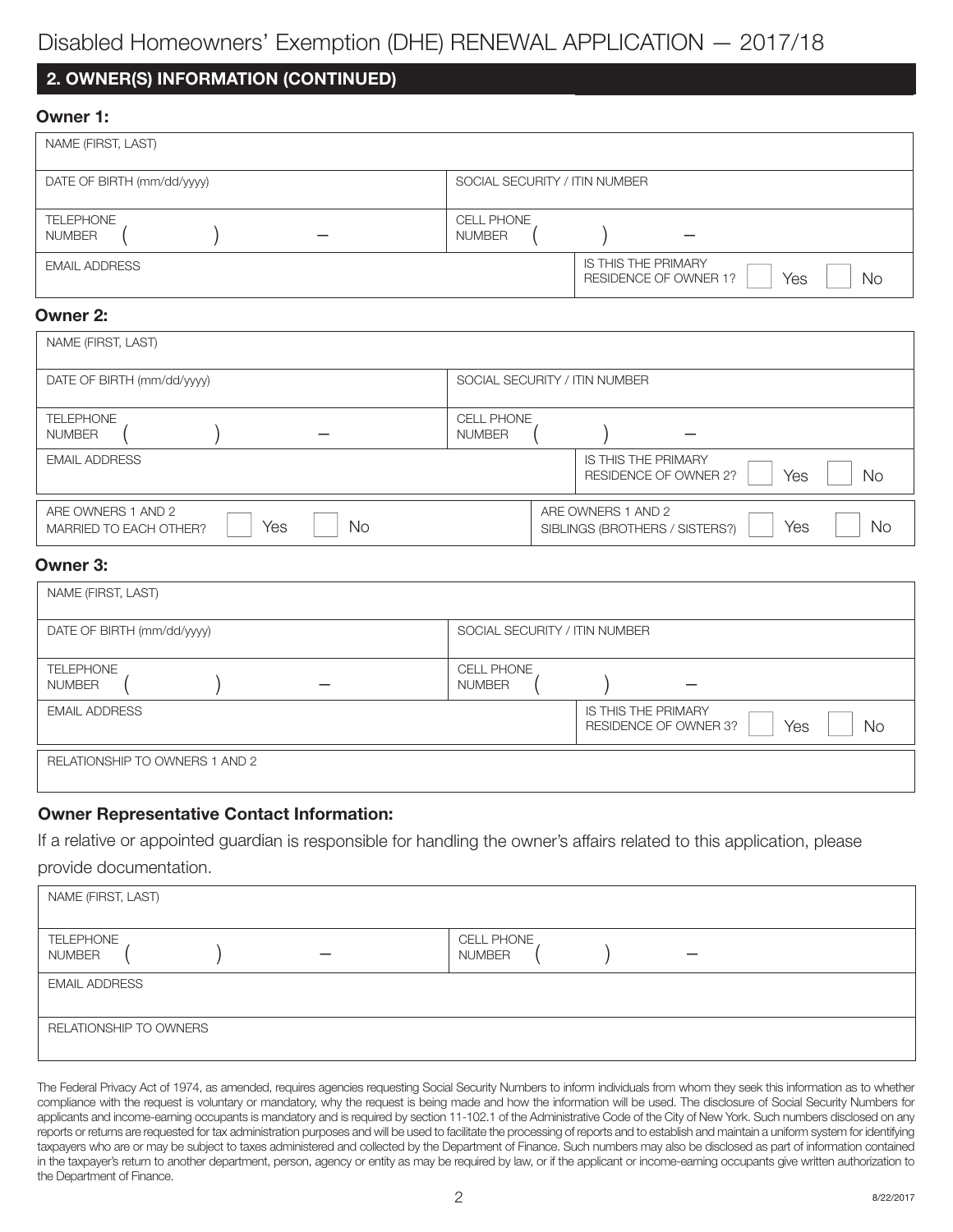# Disabled Homeowners' Exemption (DHE) RENEWAL APPLICATION — 2017/18

## 2. OWNER(S) INFORMATION (CONTINUED)

### Owner 1:

| NAME (FIRST, LAST) | |
|---|---|
| DATE OF BIRTH (mm/dd/yyyy) | SOCIAL SECURITY / ITIN NUMBER |
| TELEPHONE NUMBER ( ) – | CELL PHONE NUMBER ( ) – |
| EMAIL ADDRESS | IS THIS THE PRIMARY RESIDENCE OF OWNER 1? ☐ Yes ☐ No |

### Owner 2:

| NAME (FIRST, LAST) | |
|---|---|
| DATE OF BIRTH (mm/dd/yyyy) | SOCIAL SECURITY / ITIN NUMBER |
| TELEPHONE NUMBER ( ) – | CELL PHONE NUMBER ( ) – |
| EMAIL ADDRESS | IS THIS THE PRIMARY RESIDENCE OF OWNER 2? ☐ Yes ☐ No |

| ARE OWNERS 1 AND 2 MARRIED TO EACH OTHER? ☐ Yes ☐ No | ARE OWNERS 1 AND 2 SIBLINGS (BROTHERS / SISTERS?) ☐ Yes ☐ No |
|---|---|

### Owner 3:

| NAME (FIRST, LAST) | |
|---|---|
| DATE OF BIRTH (mm/dd/yyyy) | SOCIAL SECURITY / ITIN NUMBER |
| TELEPHONE NUMBER ( ) – | CELL PHONE NUMBER ( ) – |
| EMAIL ADDRESS | IS THIS THE PRIMARY RESIDENCE OF OWNER 3? ☐ Yes ☐ No |
| RELATIONSHIP TO OWNERS 1 AND 2 | |

### Owner Representative Contact Information:

If a relative or appointed guardian is responsible for handling the owner's affairs related to this application, please provide documentation.

| NAME (FIRST, LAST) | |
|---|---|
| TELEPHONE NUMBER ( ) – | CELL PHONE NUMBER ( ) – |
| EMAIL ADDRESS | |
| RELATIONSHIP TO OWNERS | |

The Federal Privacy Act of 1974, as amended, requires agencies requesting Social Security Numbers to inform individuals from whom they seek this information as to whether compliance with the request is voluntary or mandatory, why the request is being made and how the information will be used. The disclosure of Social Security Numbers for applicants and income-earning occupants is mandatory and is required by section 11-102.1 of the Administrative Code of the City of New York. Such numbers disclosed on any reports or returns are requested for tax administration purposes and will be used to facilitate the processing of reports and to establish and maintain a uniform system for identifying taxpayers who are or may be subject to taxes administered and collected by the Department of Finance. Such numbers may also be disclosed as part of information contained in the taxpayer's return to another department, person, agency or entity as may be required by law, or if the applicant or income-earning occupants give written authorization to the Department of Finance.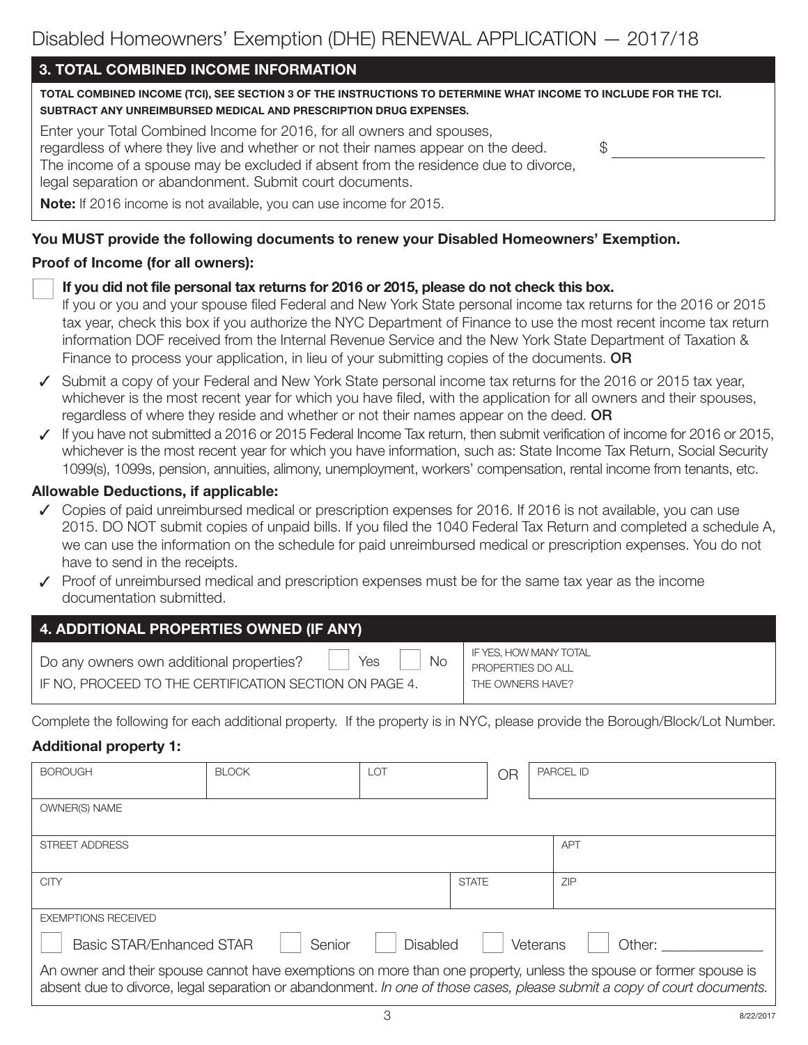# Disabled Homeowners' Exemption (DHE) RENEWAL APPLICATION — 2017/18

## 3. TOTAL COMBINED INCOME INFORMATION

**TOTAL COMBINED INCOME (TCI), SEE SECTION 3 OF THE INSTRUCTIONS TO DETERMINE WHAT INCOME TO INCLUDE FOR THE TCI. SUBTRACT ANY UNREIMBURSED MEDICAL AND PRESCRIPTION DRUG EXPENSES.**

Enter your Total Combined Income for 2016, for all owners and spouses, regardless of where they live and whether or not their names appear on the deed. The income of a spouse may be excluded if absent from the residence due to divorce, legal separation or abandonment. Submit court documents. $ ____________________

**Note:** If 2016 income is not available, you can use income for 2015.

**You MUST provide the following documents to renew your Disabled Homeowners' Exemption.**

**Proof of Income (for all owners):**

☐ **If you did not file personal tax returns for 2016 or 2015, please do not check this box.**
If you or you and your spouse filed Federal and New York State personal income tax returns for the 2016 or 2015 tax year, check this box if you authorize the NYC Department of Finance to use the most recent income tax return information DOF received from the Internal Revenue Service and the New York State Department of Taxation & Finance to process your application, in lieu of your submitting copies of the documents. **OR**

- ✓ Submit a copy of your Federal and New York State personal income tax returns for the 2016 or 2015 tax year, whichever is the most recent year for which you have filed, with the application for all owners and their spouses, regardless of where they reside and whether or not their names appear on the deed. **OR**
- ✓ If you have not submitted a 2016 or 2015 Federal Income Tax return, then submit verification of income for 2016 or 2015, whichever is the most recent year for which you have information, such as: State Income Tax Return, Social Security 1099(s), 1099s, pension, annuities, alimony, unemployment, workers' compensation, rental income from tenants, etc.

**Allowable Deductions, if applicable:**

- ✓ Copies of paid unreimbursed medical or prescription expenses for 2016. If 2016 is not available, you can use 2015. DO NOT submit copies of unpaid bills. If you filed the 1040 Federal Tax Return and completed a schedule A, we can use the information on the schedule for paid unreimbursed medical or prescription expenses. You do not have to send in the receipts.
- ✓ Proof of unreimbursed medical and prescription expenses must be for the same tax year as the income documentation submitted.

## 4. ADDITIONAL PROPERTIES OWNED (IF ANY)

| Do any owners own additional properties? ☐ Yes ☐ No<br>IF NO, PROCEED TO THE CERTIFICATION SECTION ON PAGE 4. | IF YES, HOW MANY TOTAL PROPERTIES DO ALL THE OWNERS HAVE? |
|---|---|

Complete the following for each additional property. If the property is in NYC, please provide the Borough/Block/Lot Number.

**Additional property 1:**

| BOROUGH | BLOCK | LOT | OR | PARCEL ID |
|---|---|---|---|---|
| | | | | |

| OWNER(S) NAME |
|---|
| |

| STREET ADDRESS | APT |
|---|---|
| | |

| CITY | STATE | ZIP |
|---|---|---|
| | | |

EXEMPTIONS RECEIVED

☐ Basic STAR/Enhanced STAR ☐ Senior ☐ Disabled ☐ Veterans ☐ Other: ______________

An owner and their spouse cannot have exemptions on more than one property, unless the spouse or former spouse is absent due to divorce, legal separation or abandonment. *In one of those cases, please submit a copy of court documents.*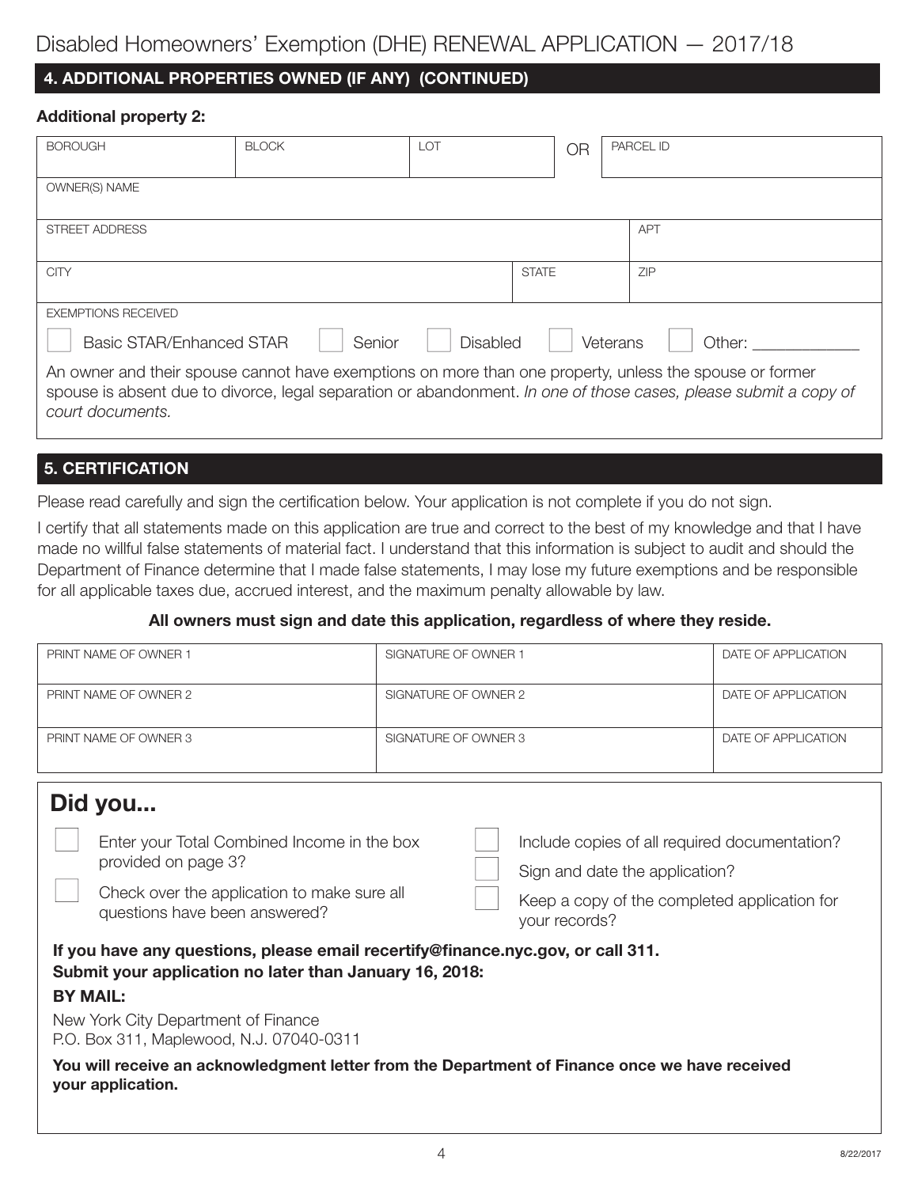# Disabled Homeowners' Exemption (DHE) RENEWAL APPLICATION — 2017/18

## 4. ADDITIONAL PROPERTIES OWNED (IF ANY) (CONTINUED)

**Additional property 2:**

| BOROUGH | BLOCK | LOT | OR | PARCEL ID |
|---|---|---|---|---|
| | | | | |

| OWNER(S) NAME |
|---|
| |

| STREET ADDRESS | APT |
|---|---|
| | |

| CITY | STATE | ZIP |
|---|---|---|
| | | |

EXEMPTIONS RECEIVED

☐ Basic STAR/Enhanced STAR ☐ Senior ☐ Disabled ☐ Veterans ☐ Other: ____________

An owner and their spouse cannot have exemptions on more than one property, unless the spouse or former spouse is absent due to divorce, legal separation or abandonment. *In one of those cases, please submit a copy of court documents.*

## 5. CERTIFICATION

Please read carefully and sign the certification below. Your application is not complete if you do not sign.

I certify that all statements made on this application are true and correct to the best of my knowledge and that I have made no willful false statements of material fact. I understand that this information is subject to audit and should the Department of Finance determine that I made false statements, I may lose my future exemptions and be responsible for all applicable taxes due, accrued interest, and the maximum penalty allowable by law.

**All owners must sign and date this application, regardless of where they reside.**

| PRINT NAME OF OWNER 1 | SIGNATURE OF OWNER 1 | DATE OF APPLICATION |
|---|---|---|
| PRINT NAME OF OWNER 2 | SIGNATURE OF OWNER 2 | DATE OF APPLICATION |
| PRINT NAME OF OWNER 3 | SIGNATURE OF OWNER 3 | DATE OF APPLICATION |

## Did you...

- ☐ Enter your Total Combined Income in the box provided on page 3?
- ☐ Check over the application to make sure all questions have been answered?
- ☐ Include copies of all required documentation?
- ☐ Sign and date the application?
- ☐ Keep a copy of the completed application for your records?

**If you have any questions, please email recertify@finance.nyc.gov, or call 311.**
**Submit your application no later than January 16, 2018:**

**BY MAIL:**

New York City Department of Finance
P.O. Box 311, Maplewood, N.J. 07040-0311

**You will receive an acknowledgment letter from the Department of Finance once we have received your application.**

8/22/2017